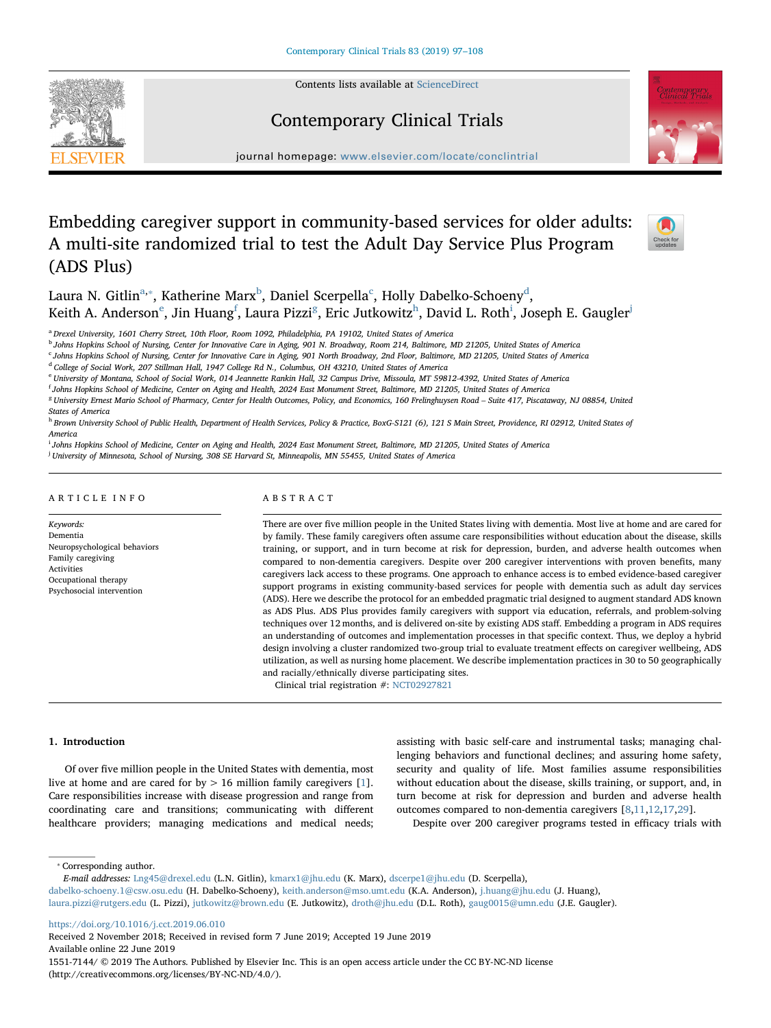Contents lists available at ScienceDirect

# Contemporary Clinical Trials

journal homepage: www.elsevier.com/locate/conclintrial

# Embedding caregiver support in community-based services for older adults: A multi-site randomized trial to test the Adult Day Service Plus Program (ADS Plus)

Laura N. Gitlin[a,*], Katherine Marx[b], Daniel Scerpella[c], Holly Dabelko-Schoeny[d], Keith A. Anderson[e], Jin Huang[f], Laura Pizzi[g], Eric Jutkowitz[h], David L. Roth[i], Joseph E. Gaugler[j]

[a] Drexel University, 1601 Cherry Street, 10th Floor, Room 1092, Philadelphia, PA 19102, United States of America
[b] Johns Hopkins School of Nursing, Center for Innovative Care in Aging, 901 N. Broadway, Room 214, Baltimore, MD 21205, United States of America
[c] Johns Hopkins School of Nursing, Center for Innovative Care in Aging, 901 North Broadway, 2nd Floor, Baltimore, MD 21205, United States of America
[d] College of Social Work, 207 Stillman Hall, 1947 College Rd N., Columbus, OH 43210, United States of America
[e] University of Montana, School of Social Work, 014 Jeannette Rankin Hall, 32 Campus Drive, Missoula, MT 59812-4392, United States of America
[f] Johns Hopkins School of Medicine, Center on Aging and Health, 2024 East Monument Street, Baltimore, MD 21205, United States of America
[g] University Ernest Mario School of Pharmacy, Center for Health Outcomes, Policy, and Economics, 160 Frelinghuysen Road – Suite 417, Piscataway, NJ 08854, United States of America
[h] Brown University School of Public Health, Department of Health Services, Policy & Practice, BoxG-S121 (6), 121 S Main Street, Providence, RI 02912, United States of America
[i] Johns Hopkins School of Medicine, Center on Aging and Health, 2024 East Monument Street, Baltimore, MD 21205, United States of America
[j] University of Minnesota, School of Nursing, 308 SE Harvard St, Minneapolis, MN 55455, United States of America

## ARTICLE INFO

*Keywords:*
Dementia
Neuropsychological behaviors
Family caregiving
Activities
Occupational therapy
Psychosocial intervention

## ABSTRACT

There are over five million people in the United States living with dementia. Most live at home and are cared for by family. These family caregivers often assume care responsibilities without education about the disease, skills training, or support, and in turn become at risk for depression, burden, and adverse health outcomes when compared to non-dementia caregivers. Despite over 200 caregiver interventions with proven benefits, many caregivers lack access to these programs. One approach to enhance access is to embed evidence-based caregiver support programs in existing community-based services for people with dementia such as adult day services (ADS). Here we describe the protocol for an embedded pragmatic trial designed to augment standard ADS known as ADS Plus. ADS Plus provides family caregivers with support via education, referrals, and problem-solving techniques over 12 months, and is delivered on-site by existing ADS staff. Embedding a program in ADS requires an understanding of outcomes and implementation processes in that specific context. Thus, we deploy a hybrid design involving a cluster randomized two-group trial to evaluate treatment effects on caregiver wellbeing, ADS utilization, as well as nursing home placement. We describe implementation practices in 30 to 50 geographically and racially/ethnically diverse participating sites.

Clinical trial registration #: NCT02927821

## 1. Introduction

Of over five million people in the United States with dementia, most live at home and are cared for by > 16 million family caregivers [1]. Care responsibilities increase with disease progression and range from coordinating care and transitions; communicating with different healthcare providers; managing medications and medical needs; assisting with basic self-care and instrumental tasks; managing challenging behaviors and functional declines; and assuring home safety, security and quality of life. Most families assume responsibilities without education about the disease, skills training, or support, and, in turn become at risk for depression and burden and adverse health outcomes compared to non-dementia caregivers [8,11,12,17,29].

Despite over 200 caregiver programs tested in efficacy trials with

* Corresponding author.
*E-mail addresses:* Lng45@drexel.edu (L.N. Gitlin), kmarx1@jhu.edu (K. Marx), dscerpe1@jhu.edu (D. Scerpella), dabelko-schoeny.1@csw.osu.edu (H. Dabelko-Schoeny), keith.anderson@mso.umt.edu (K.A. Anderson), j.huang@jhu.edu (J. Huang), laura.pizzi@rutgers.edu (L. Pizzi), jutkowitz@brown.edu (E. Jutkowitz), droth@jhu.edu (D.L. Roth), gaug0015@umn.edu (J.E. Gaugler).

https://doi.org/10.1016/j.cct.2019.06.010
Received 2 November 2018; Received in revised form 7 June 2019; Accepted 19 June 2019
Available online 22 June 2019
1551-7144/ © 2019 The Authors. Published by Elsevier Inc. This is an open access article under the CC BY-NC-ND license (http://creativecommons.org/licenses/BY-NC-ND/4.0/).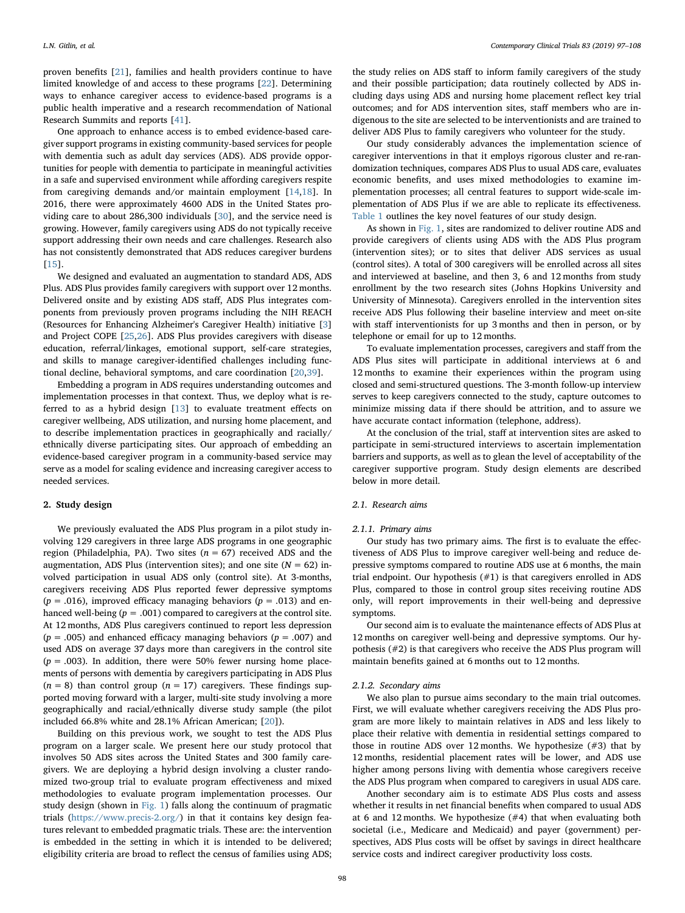proven benefits [21], families and health providers continue to have limited knowledge of and access to these programs [22]. Determining ways to enhance caregiver access to evidence-based programs is a public health imperative and a research recommendation of National Research Summits and reports [41].

One approach to enhance access is to embed evidence-based caregiver support programs in existing community-based services for people with dementia such as adult day services (ADS). ADS provide opportunities for people with dementia to participate in meaningful activities in a safe and supervised environment while affording caregivers respite from caregiving demands and/or maintain employment [14,18]. In 2016, there were approximately 4600 ADS in the United States providing care to about 286,300 individuals [30], and the service need is growing. However, family caregivers using ADS do not typically receive support addressing their own needs and care challenges. Research also has not consistently demonstrated that ADS reduces caregiver burdens [15].

We designed and evaluated an augmentation to standard ADS, ADS Plus. ADS Plus provides family caregivers with support over 12 months. Delivered onsite and by existing ADS staff, ADS Plus integrates components from previously proven programs including the NIH REACH (Resources for Enhancing Alzheimer's Caregiver Health) initiative [3] and Project COPE [25,26]. ADS Plus provides caregivers with disease education, referral/linkages, emotional support, self-care strategies, and skills to manage caregiver-identified challenges including functional decline, behavioral symptoms, and care coordination [20,39].

Embedding a program in ADS requires understanding outcomes and implementation processes in that context. Thus, we deploy what is referred to as a hybrid design [13] to evaluate treatment effects on caregiver wellbeing, ADS utilization, and nursing home placement, and to describe implementation practices in geographically and racially/ethnically diverse participating sites. Our approach of embedding an evidence-based caregiver program in a community-based service may serve as a model for scaling evidence and increasing caregiver access to needed services.

## 2. Study design

We previously evaluated the ADS Plus program in a pilot study involving 129 caregivers in three large ADS programs in one geographic region (Philadelphia, PA). Two sites ($n = 67$) received ADS and the augmentation, ADS Plus (intervention sites); and one site ($N = 62$) involved participation in usual ADS only (control site). At 3-months, caregivers receiving ADS Plus reported fewer depressive symptoms ($p = .016$), improved efficacy managing behaviors ($p = .013$) and enhanced well-being ($p = .001$) compared to caregivers at the control site. At 12 months, ADS Plus caregivers continued to report less depression ($p = .005$) and enhanced efficacy managing behaviors ($p = .007$) and used ADS on average 37 days more than caregivers in the control site ($p = .003$). In addition, there were 50% fewer nursing home placements of persons with dementia by caregivers participating in ADS Plus ($n = 8$) than control group ($n = 17$) caregivers. These findings supported moving forward with a larger, multi-site study involving a more geographically and racial/ethnically diverse study sample (the pilot included 66.8% white and 28.1% African American; [20]).

Building on this previous work, we sought to test the ADS Plus program on a larger scale. We present here our study protocol that involves 50 ADS sites across the United States and 300 family caregivers. We are deploying a hybrid design involving a cluster randomized two-group trial to evaluate program effectiveness and mixed methodologies to evaluate program implementation processes. Our study design (shown in Fig. 1) falls along the continuum of pragmatic trials (https://www.precis-2.org/) in that it contains key design features relevant to embedded pragmatic trials. These are: the intervention is embedded in the setting in which it is intended to be delivered; eligibility criteria are broad to reflect the census of families using ADS; the study relies on ADS staff to inform family caregivers of the study and their possible participation; data routinely collected by ADS including days using ADS and nursing home placement reflect key trial outcomes; and for ADS intervention sites, staff members who are indigenous to the site are selected to be interventionists and are trained to deliver ADS Plus to family caregivers who volunteer for the study.

Our study considerably advances the implementation science of caregiver interventions in that it employs rigorous cluster and re-randomization techniques, compares ADS Plus to usual ADS care, evaluates economic benefits, and uses mixed methodologies to examine implementation processes; all central features to support wide-scale implementation of ADS Plus if we are able to replicate its effectiveness. Table 1 outlines the key novel features of our study design.

As shown in Fig. 1, sites are randomized to deliver routine ADS and provide caregivers of clients using ADS with the ADS Plus program (intervention sites); or to sites that deliver ADS services as usual (control sites). A total of 300 caregivers will be enrolled across all sites and interviewed at baseline, and then 3, 6 and 12 months from study enrollment by the two research sites (Johns Hopkins University and University of Minnesota). Caregivers enrolled in the intervention sites receive ADS Plus following their baseline interview and meet on-site with staff interventionists for up 3 months and then in person, or by telephone or email for up to 12 months.

To evaluate implementation processes, caregivers and staff from the ADS Plus sites will participate in additional interviews at 6 and 12 months to examine their experiences within the program using closed and semi-structured questions. The 3-month follow-up interview serves to keep caregivers connected to the study, capture outcomes to minimize missing data if there should be attrition, and to assure we have accurate contact information (telephone, address).

At the conclusion of the trial, staff at intervention sites are asked to participate in semi-structured interviews to ascertain implementation barriers and supports, as well as to glean the level of acceptability of the caregiver supportive program. Study design elements are described below in more detail.

### 2.1. Research aims

#### 2.1.1. Primary aims

Our study has two primary aims. The first is to evaluate the effectiveness of ADS Plus to improve caregiver well-being and reduce depressive symptoms compared to routine ADS use at 6 months, the main trial endpoint. Our hypothesis (#1) is that caregivers enrolled in ADS Plus, compared to those in control group sites receiving routine ADS only, will report improvements in their well-being and depressive symptoms.

Our second aim is to evaluate the maintenance effects of ADS Plus at 12 months on caregiver well-being and depressive symptoms. Our hypothesis (#2) is that caregivers who receive the ADS Plus program will maintain benefits gained at 6 months out to 12 months.

#### 2.1.2. Secondary aims

We also plan to pursue aims secondary to the main trial outcomes. First, we will evaluate whether caregivers receiving the ADS Plus program are more likely to maintain relatives in ADS and less likely to place their relative with dementia in residential settings compared to those in routine ADS over 12 months. We hypothesize (#3) that by 12 months, residential placement rates will be lower, and ADS use higher among persons living with dementia whose caregivers receive the ADS Plus program when compared to caregivers in usual ADS care.

Another secondary aim is to estimate ADS Plus costs and assess whether it results in net financial benefits when compared to usual ADS at 6 and 12 months. We hypothesize (#4) that when evaluating both societal (i.e., Medicare and Medicaid) and payer (government) perspectives, ADS Plus costs will be offset by savings in direct healthcare service costs and indirect caregiver productivity loss costs.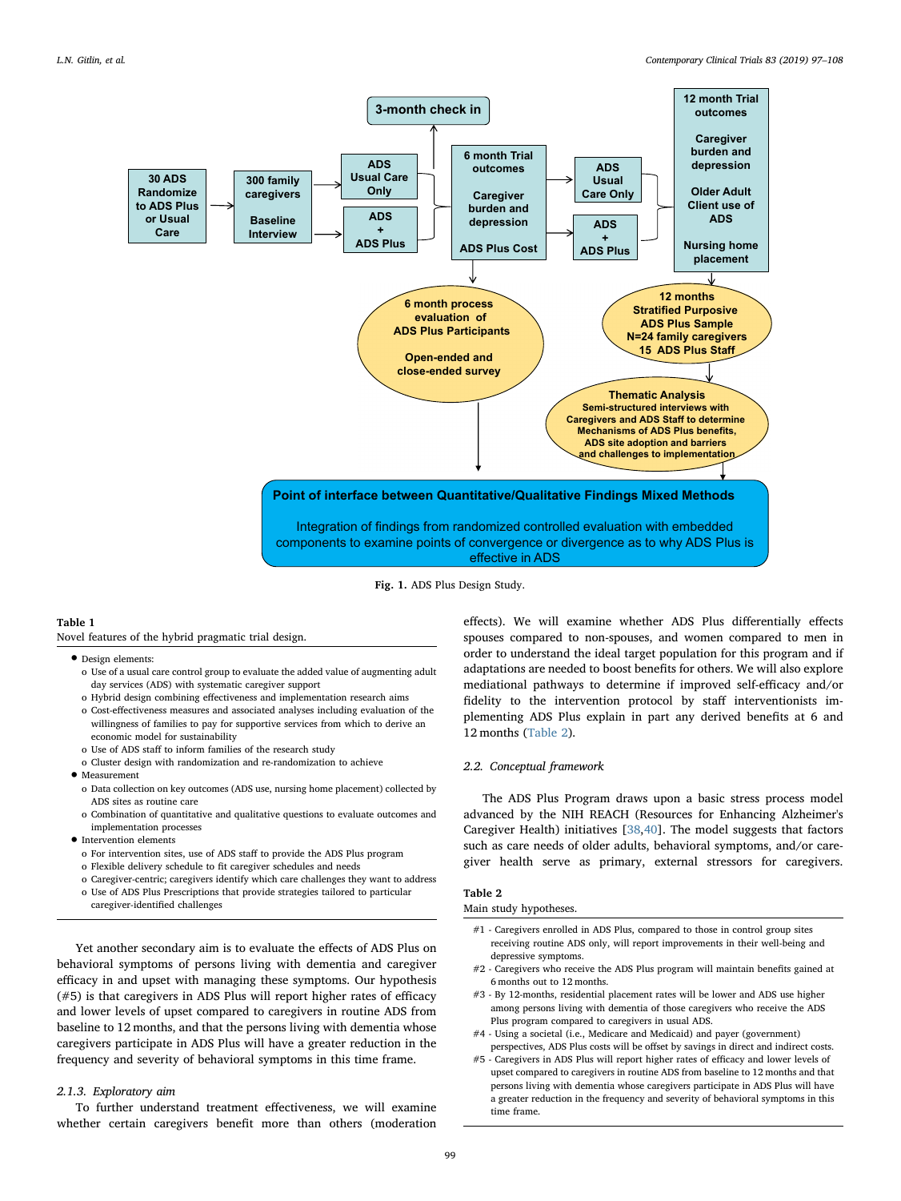3-month check in

30 ADS Randomize to ADS Plus or Usual Care

300 family caregivers

Baseline Interview

ADS Usual Care Only

ADS + ADS Plus

6 month Trial outcomes

Caregiver burden and depression

ADS Plus Cost

ADS Usual Care Only

ADS + ADS Plus

12 month Trial outcomes

Caregiver burden and depression

Older Adult Client use of ADS

Nursing home placement

6 month process evaluation of ADS Plus Participants

Open-ended and close-ended survey

12 months Stratified Purposive ADS Plus Sample N=24 family caregivers 15 ADS Plus Staff

Thematic Analysis Semi-structured interviews with Caregivers and ADS Staff to determine Mechanisms of ADS Plus benefits, ADS site adoption and barriers and challenges to implementation

Point of interface between Quantitative/Qualitative Findings Mixed Methods

Integration of findings from randomized controlled evaluation with embedded components to examine points of convergence or divergence as to why ADS Plus is effective in ADS

**Fig. 1.** ADS Plus Design Study.

**Table 1**
Novel features of the hybrid pragmatic trial design.

- Design elements:
  - o Use of a usual care control group to evaluate the added value of augmenting adult day services (ADS) with systematic caregiver support
  - o Hybrid design combining effectiveness and implementation research aims
  - o Cost-effectiveness measures and associated analyses including evaluation of the willingness of families to pay for supportive services from which to derive an economic model for sustainability
  - o Use of ADS staff to inform families of the research study
  - o Cluster design with randomization and re-randomization to achieve
- Measurement
  - o Data collection on key outcomes (ADS use, nursing home placement) collected by ADS sites as routine care
  - o Combination of quantitative and qualitative questions to evaluate outcomes and implementation processes
- Intervention elements
  - o For intervention sites, use of ADS staff to provide the ADS Plus program
  - o Flexible delivery schedule to fit caregiver schedules and needs
  - o Caregiver-centric; caregivers identify which care challenges they want to address
  - o Use of ADS Plus Prescriptions that provide strategies tailored to particular caregiver-identified challenges

Yet another secondary aim is to evaluate the effects of ADS Plus on behavioral symptoms of persons living with dementia and caregiver efficacy in and upset with managing these symptoms. Our hypothesis (#5) is that caregivers in ADS Plus will report higher rates of efficacy and lower levels of upset compared to caregivers in routine ADS from baseline to 12 months, and that the persons living with dementia whose caregivers participate in ADS Plus will have a greater reduction in the frequency and severity of behavioral symptoms in this time frame.

#### 2.1.3. Exploratory aim

To further understand treatment effectiveness, we will examine whether certain caregivers benefit more than others (moderation effects). We will examine whether ADS Plus differentially effects spouses compared to non-spouses, and women compared to men in order to understand the ideal target population for this program and if adaptations are needed to boost benefits for others. We will also explore mediational pathways to determine if improved self-efficacy and/or fidelity to the intervention protocol by staff interventionists implementing ADS Plus explain in part any derived benefits at 6 and 12 months (Table 2).

### 2.2. Conceptual framework

The ADS Plus Program draws upon a basic stress process model advanced by the NIH REACH (Resources for Enhancing Alzheimer's Caregiver Health) initiatives [38,40]. The model suggests that factors such as care needs of older adults, behavioral symptoms, and/or caregiver health serve as primary, external stressors for caregivers.

**Table 2**
Main study hypotheses.

#1 - Caregivers enrolled in ADS Plus, compared to those in control group sites receiving routine ADS only, will report improvements in their well-being and depressive symptoms.

#2 - Caregivers who receive the ADS Plus program will maintain benefits gained at 6 months out to 12 months.

#3 - By 12-months, residential placement rates will be lower and ADS use higher among persons living with dementia of those caregivers who receive the ADS Plus program compared to caregivers in usual ADS.

#4 - Using a societal (i.e., Medicare and Medicaid) and payer (government) perspectives, ADS Plus costs will be offset by savings in direct and indirect costs.

#5 - Caregivers in ADS Plus will report higher rates of efficacy and lower levels of upset compared to caregivers in routine ADS from baseline to 12 months and that persons living with dementia whose caregivers participate in ADS Plus will have a greater reduction in the frequency and severity of behavioral symptoms in this time frame.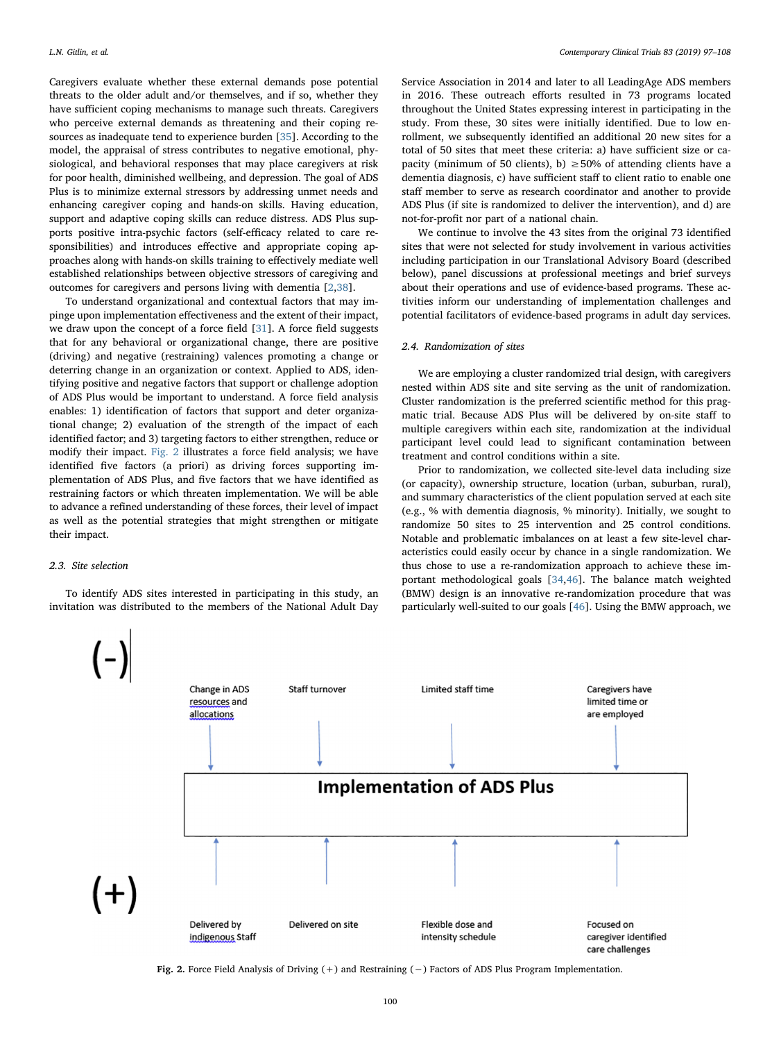Caregivers evaluate whether these external demands pose potential threats to the older adult and/or themselves, and if so, whether they have sufficient coping mechanisms to manage such threats. Caregivers who perceive external demands as threatening and their coping resources as inadequate tend to experience burden [35]. According to the model, the appraisal of stress contributes to negative emotional, physiological, and behavioral responses that may place caregivers at risk for poor health, diminished wellbeing, and depression. The goal of ADS Plus is to minimize external stressors by addressing unmet needs and enhancing caregiver coping and hands-on skills. Having education, support and adaptive coping skills can reduce distress. ADS Plus supports positive intra-psychic factors (self-efficacy related to care responsibilities) and introduces effective and appropriate coping approaches along with hands-on skills training to effectively mediate well established relationships between objective stressors of caregiving and outcomes for caregivers and persons living with dementia [2,38].

To understand organizational and contextual factors that may impinge upon implementation effectiveness and the extent of their impact, we draw upon the concept of a force field [31]. A force field suggests that for any behavioral or organizational change, there are positive (driving) and negative (restraining) valences promoting a change or deterring change in an organization or context. Applied to ADS, identifying positive and negative factors that support or challenge adoption of ADS Plus would be important to understand. A force field analysis enables: 1) identification of factors that support and deter organizational change; 2) evaluation of the strength of the impact of each identified factor; and 3) targeting factors to either strengthen, reduce or modify their impact. Fig. 2 illustrates a force field analysis; we have identified five factors (a priori) as driving forces supporting implementation of ADS Plus, and five factors that we have identified as restraining factors or which threaten implementation. We will be able to advance a refined understanding of these forces, their level of impact as well as the potential strategies that might strengthen or mitigate their impact.

### 2.3. Site selection

To identify ADS sites interested in participating in this study, an invitation was distributed to the members of the National Adult Day Service Association in 2014 and later to all LeadingAge ADS members in 2016. These outreach efforts resulted in 73 programs located throughout the United States expressing interest in participating in the study. From these, 30 sites were initially identified. Due to low enrollment, we subsequently identified an additional 20 new sites for a total of 50 sites that meet these criteria: a) have sufficient size or capacity (minimum of 50 clients), b) ≥50% of attending clients have a dementia diagnosis, c) have sufficient staff to client ratio to enable one staff member to serve as research coordinator and another to provide ADS Plus (if site is randomized to deliver the intervention), and d) are not-for-profit nor part of a national chain.

We continue to involve the 43 sites from the original 73 identified sites that were not selected for study involvement in various activities including participation in our Translational Advisory Board (described below), panel discussions at professional meetings and brief surveys about their operations and use of evidence-based programs. These activities inform our understanding of implementation challenges and potential facilitators of evidence-based programs in adult day services.

### 2.4. Randomization of sites

We are employing a cluster randomized trial design, with caregivers nested within ADS site and site serving as the unit of randomization. Cluster randomization is the preferred scientific method for this pragmatic trial. Because ADS Plus will be delivered by on-site staff to multiple caregivers within each site, randomization at the individual participant level could lead to significant contamination between treatment and control conditions within a site.

Prior to randomization, we collected site-level data including size (or capacity), ownership structure, location (urban, suburban, rural), and summary characteristics of the client population served at each site (e.g., % with dementia diagnosis, % minority). Initially, we sought to randomize 50 sites to 25 intervention and 25 control conditions. Notable and problematic imbalances on at least a few site-level characteristics could easily occur by chance in a single randomization. We thus chose to use a re-randomization approach to achieve these important methodological goals [34,46]. The balance match weighted (BMW) design is an innovative re-randomization procedure that was particularly well-suited to our goals [46]. Using the BMW approach, we

(-)

Change in ADS resources and allocations | Staff turnover | Limited staff time | Caregivers have limited time or are employed

**Implementation of ADS Plus**

(+)

Delivered by indigenous Staff | Delivered on site | Flexible dose and intensity schedule | Focused on caregiver identified care challenges

**Fig. 2.** Force Field Analysis of Driving (+) and Restraining (−) Factors of ADS Plus Program Implementation.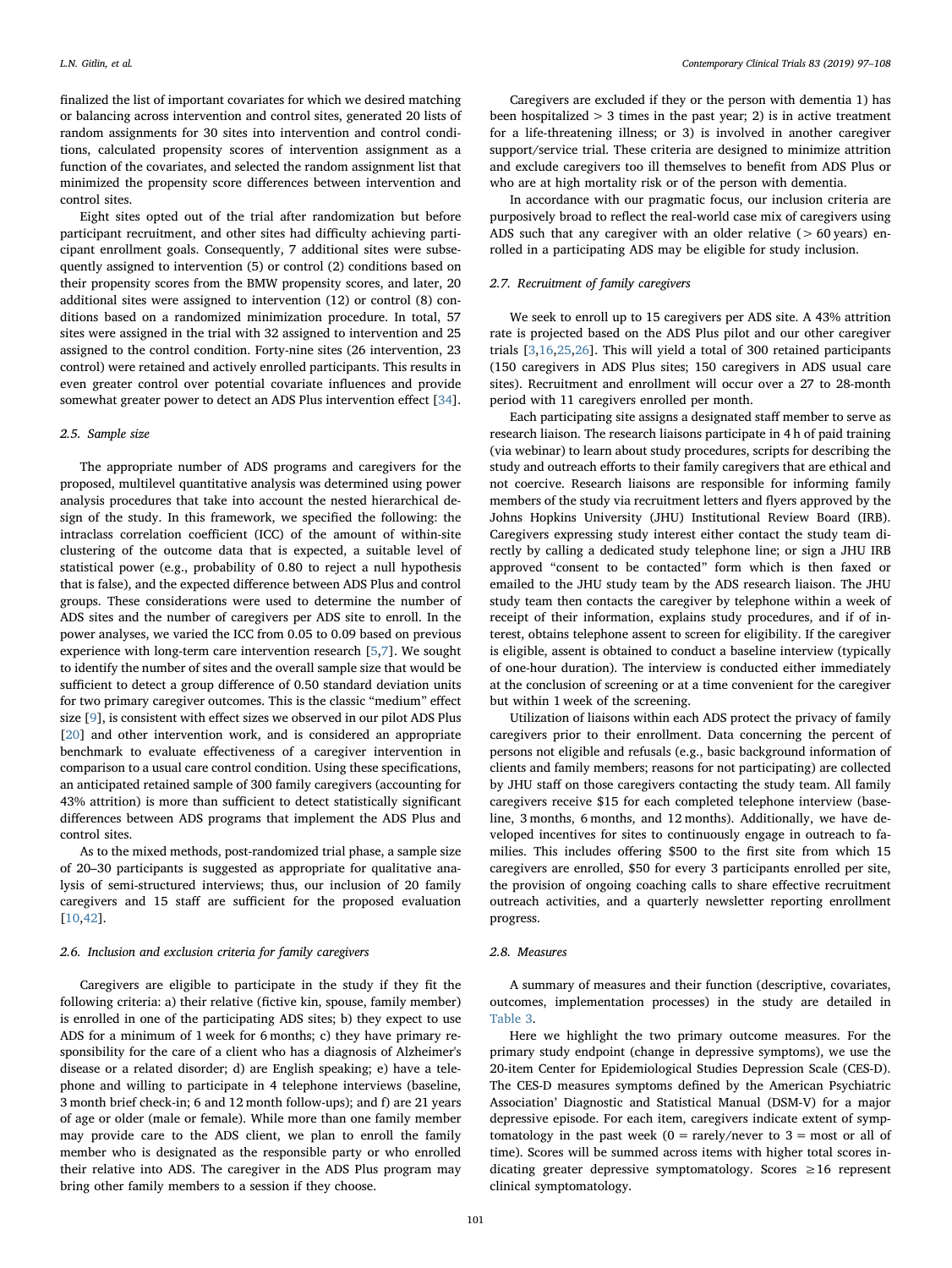finalized the list of important covariates for which we desired matching or balancing across intervention and control sites, generated 20 lists of random assignments for 30 sites into intervention and control conditions, calculated propensity scores of intervention assignment as a function of the covariates, and selected the random assignment list that minimized the propensity score differences between intervention and control sites.

Eight sites opted out of the trial after randomization but before participant recruitment, and other sites had difficulty achieving participant enrollment goals. Consequently, 7 additional sites were subsequently assigned to intervention (5) or control (2) conditions based on their propensity scores from the BMW propensity scores, and later, 20 additional sites were assigned to intervention (12) or control (8) conditions based on a randomized minimization procedure. In total, 57 sites were assigned in the trial with 32 assigned to intervention and 25 assigned to the control condition. Forty-nine sites (26 intervention, 23 control) were retained and actively enrolled participants. This results in even greater control over potential covariate influences and provide somewhat greater power to detect an ADS Plus intervention effect [34].

### 2.5. Sample size

The appropriate number of ADS programs and caregivers for the proposed, multilevel quantitative analysis was determined using power analysis procedures that take into account the nested hierarchical design of the study. In this framework, we specified the following: the intraclass correlation coefficient (ICC) of the amount of within-site clustering of the outcome data that is expected, a suitable level of statistical power (e.g., probability of 0.80 to reject a null hypothesis that is false), and the expected difference between ADS Plus and control groups. These considerations were used to determine the number of ADS sites and the number of caregivers per ADS site to enroll. In the power analyses, we varied the ICC from 0.05 to 0.09 based on previous experience with long-term care intervention research [5,7]. We sought to identify the number of sites and the overall sample size that would be sufficient to detect a group difference of 0.50 standard deviation units for two primary caregiver outcomes. This is the classic "medium" effect size [9], is consistent with effect sizes we observed in our pilot ADS Plus [20] and other intervention work, and is considered an appropriate benchmark to evaluate effectiveness of a caregiver intervention in comparison to a usual care control condition. Using these specifications, an anticipated retained sample of 300 family caregivers (accounting for 43% attrition) is more than sufficient to detect statistically significant differences between ADS programs that implement the ADS Plus and control sites.

As to the mixed methods, post-randomized trial phase, a sample size of 20–30 participants is suggested as appropriate for qualitative analysis of semi-structured interviews; thus, our inclusion of 20 family caregivers and 15 staff are sufficient for the proposed evaluation [10,42].

### 2.6. Inclusion and exclusion criteria for family caregivers

Caregivers are eligible to participate in the study if they fit the following criteria: a) their relative (fictive kin, spouse, family member) is enrolled in one of the participating ADS sites; b) they expect to use ADS for a minimum of 1 week for 6 months; c) they have primary responsibility for the care of a client who has a diagnosis of Alzheimer's disease or a related disorder; d) are English speaking; e) have a telephone and willing to participate in 4 telephone interviews (baseline, 3 month brief check-in; 6 and 12 month follow-ups); and f) are 21 years of age or older (male or female). While more than one family member may provide care to the ADS client, we plan to enroll the family member who is designated as the responsible party or who enrolled their relative into ADS. The caregiver in the ADS Plus program may bring other family members to a session if they choose.

Caregivers are excluded if they or the person with dementia 1) has been hospitalized > 3 times in the past year; 2) is in active treatment for a life-threatening illness; or 3) is involved in another caregiver support/service trial. These criteria are designed to minimize attrition and exclude caregivers too ill themselves to benefit from ADS Plus or who are at high mortality risk or of the person with dementia.

In accordance with our pragmatic focus, our inclusion criteria are purposively broad to reflect the real-world case mix of caregivers using ADS such that any caregiver with an older relative (> 60 years) enrolled in a participating ADS may be eligible for study inclusion.

### 2.7. Recruitment of family caregivers

We seek to enroll up to 15 caregivers per ADS site. A 43% attrition rate is projected based on the ADS Plus pilot and our other caregiver trials [3,16,25,26]. This will yield a total of 300 retained participants (150 caregivers in ADS Plus sites; 150 caregivers in ADS usual care sites). Recruitment and enrollment will occur over a 27 to 28-month period with 11 caregivers enrolled per month.

Each participating site assigns a designated staff member to serve as research liaison. The research liaisons participate in 4 h of paid training (via webinar) to learn about study procedures, scripts for describing the study and outreach efforts to their family caregivers that are ethical and not coercive. Research liaisons are responsible for informing family members of the study via recruitment letters and flyers approved by the Johns Hopkins University (JHU) Institutional Review Board (IRB). Caregivers expressing study interest either contact the study team directly by calling a dedicated study telephone line; or sign a JHU IRB approved "consent to be contacted" form which is then faxed or emailed to the JHU study team by the ADS research liaison. The JHU study team then contacts the caregiver by telephone within a week of receipt of their information, explains study procedures, and if of interest, obtains telephone assent to screen for eligibility. If the caregiver is eligible, assent is obtained to conduct a baseline interview (typically of one-hour duration). The interview is conducted either immediately at the conclusion of screening or at a time convenient for the caregiver but within 1 week of the screening.

Utilization of liaisons within each ADS protect the privacy of family caregivers prior to their enrollment. Data concerning the percent of persons not eligible and refusals (e.g., basic background information of clients and family members; reasons for not participating) are collected by JHU staff on those caregivers contacting the study team. All family caregivers receive $15 for each completed telephone interview (baseline, 3 months, 6 months, and 12 months). Additionally, we have developed incentives for sites to continuously engage in outreach to families. This includes offering $500 to the first site from which 15 caregivers are enrolled, $50 for every 3 participants enrolled per site, the provision of ongoing coaching calls to share effective recruitment outreach activities, and a quarterly newsletter reporting enrollment progress.

### 2.8. Measures

A summary of measures and their function (descriptive, covariates, outcomes, implementation processes) in the study are detailed in Table 3.

Here we highlight the two primary outcome measures. For the primary study endpoint (change in depressive symptoms), we use the 20-item Center for Epidemiological Studies Depression Scale (CES-D). The CES-D measures symptoms defined by the American Psychiatric Association' Diagnostic and Statistical Manual (DSM-V) for a major depressive episode. For each item, caregivers indicate extent of symptomatology in the past week (0 = rarely/never to 3 = most or all of time). Scores will be summed across items with higher total scores indicating greater depressive symptomatology. Scores ≥16 represent clinical symptomatology.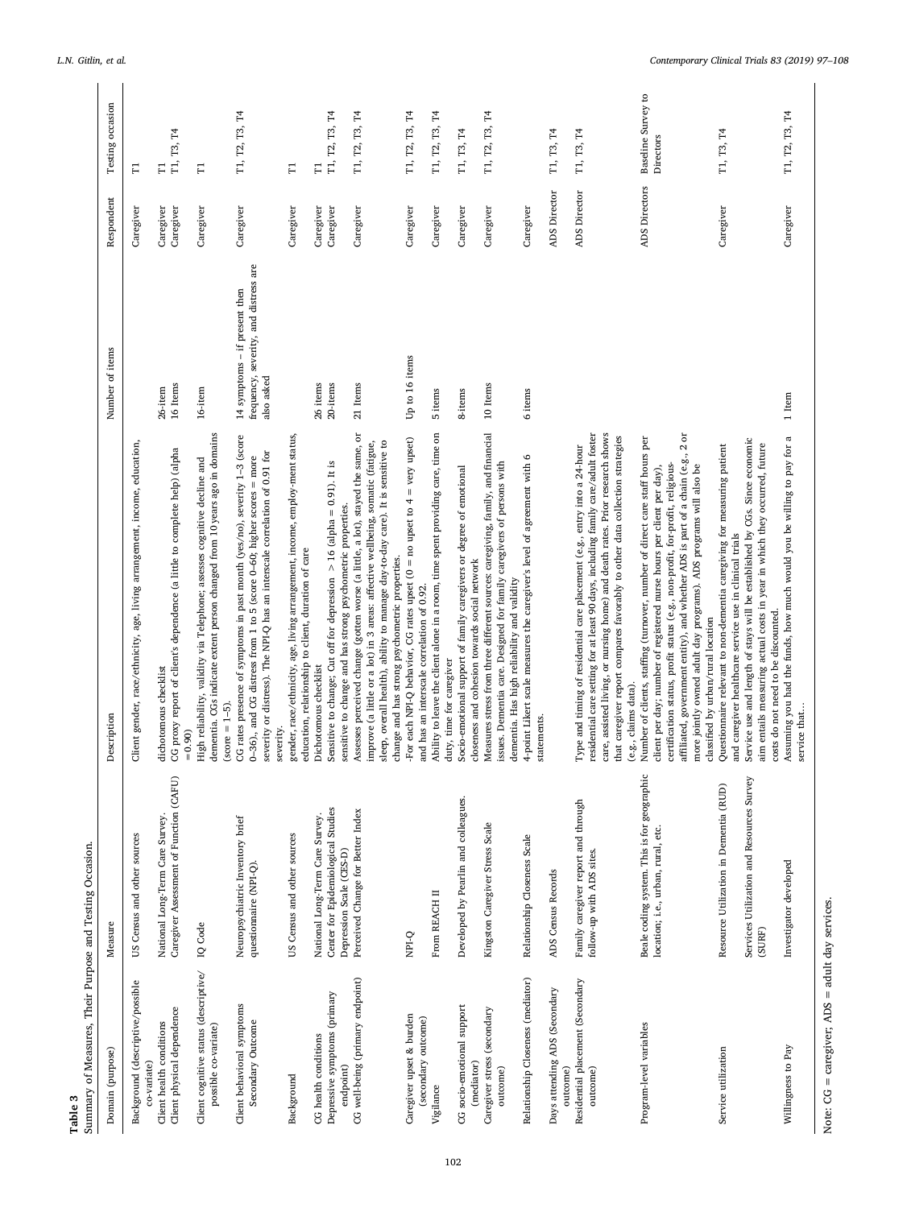**Table 3**
Summary of Measures, Their Purpose and Testing Occasion.

| Domain (purpose) | Measure | Description | Number of items | Respondent | Testing occasion |
|---|---|---|---|---|---|
| Background (descriptive/possible co-variate) | US Census and other sources | Client gender, race/ethnicity, age, living arrangement, income, education, | | Caregiver | T1 |
| Client health conditions | National Long-Term Care Survey. | dichotomous checklist | 26-item | Caregiver | T1 |
| Client physical dependence | Caregiver Assessment of Function (CAFU) | CG proxy report of client's dependence (a little to complete help) (alpha = 0.90) | 16 Items | Caregiver | T1, T3, T4 |
| Client cognitive status (descriptive/ possible co-variate) | IQ Code | High reliability, validity via Telephone; assesses cognitive decline and dementia. CGs indicate extent person changed from 10 years ago in domains (score = 1–5). | 16-item | Caregiver | T1 |
| Client behavioral symptoms Secondary Outcome | Neuropsychiatric Inventory brief questionnaire (NPI-Q). | CG rates presence of symptoms in past month (yes/no), severity 1–3 (score 0–36)., and CG distress from 1 to 5 (score 0–60; higher scores = more severity or distress). The NPI-Q has an interscale correlation of 0.91 for severity. | 14 symptoms – if present then frequency, severity, and distress are also asked | Caregiver | T1, T2, T3, T4 |
| Background | US Census and other sources | gender, race/ethnicity, age, living arrangement, income, employ-ment status, education, relationship to client, duration of care | | Caregiver | T1 |
| CG health conditions | National Long-Term Care Survey. | Dichotomous checklist | 26 items | Caregiver | T1 |
| Depressive symptoms (primary endpoint) | Center for Epidemiological Studies Depression Scale (CES-D) | Sensitive to change; Cut off for depression > 16 (alpha = 0.91). It is sensitive to change and has strong psychometric properties. | 20-items | Caregiver | T1, T2, T3, T4 |
| CG well-being (primary endpoint) | Perceived Change for Better Index | Assesses perceived change (gotten worse (a little, a lot), stayed the same, or improve (a little or a lot) in 3 areas: affective wellbeing, somatic (fatigue, sleep, overall health), ability to manage day-to-day care). It is sensitive to change and has strong psychometric properties. | 21 Items | Caregiver | T1, T2, T3, T4 |
| Caregiver upset & burden (secondary outcome) | NPI-Q | -For each NPI-Q behavior, CG rates upset (0 = no upset to 4 = very upset) and has an interscale correlation of 0.92. | Up to 16 items | Caregiver | T1, T2, T3, T4 |
| Vigilance | From REACH II | Ability to leave the client alone in a room, time spent providing care, time on duty, time for caregiver | 5 items | Caregiver | T1, T2, T3, T4 |
| CG socio-emotional support (mediator) | Developed by Pearlin and colleagues. | Socio-emotional support of family caregivers or degree of emotional closeness and cohesion towards social network | 8-items | Caregiver | T1, T3, T4 |
| Caregiver stress (secondary outcome) | Kingston Caregiver Stress Scale | Measures stress from three different sources: caregiving, family, and financial issues. Dementia care. Designed for family caregivers of persons with dementia. Has high reliability and validity | 10 Items | Caregiver | T1, T2, T3, T4 |
| Relationship Closeness (mediator) | Relationship Closeness Scale | 4-point Likert scale measures the caregiver's level of agreement with 6 statements. | 6 items | Caregiver | |
| Days attending ADS (Secondary outcome) | ADS Census Records | | | ADS Director | T1, T3, T4 |
| Residential placement (Secondary outcome) | Family caregiver report and through follow-up with ADS sites. | Type and timing of residential care placement (e.g., entry into a 24-hour residential care setting for at least 90 days, including family care/adult foster care, assisted living, or nursing home) and death rates. Prior research shows that caregiver report compares favorably to other data collection strategies (e.g., claims data). | | ADS Director | T1, T3, T4 |
| Program-level variables | Beale coding system. This is for geographic location; i.e., urban, rural, etc. | Number of clients, staffing (turnover, number of direct care staff hours per client per day; number of registered nurse hours per client per day), certification status, profit status (e.g., non-profit, for-profit, religious-affiliated, government entity), and whether ADS is part of a chain (e.g., 2 or more jointly owned adult day programs). ADS programs will also be classified by urban/rural location | | ADS Directors | Baseline Survey to Directors |
| Service utilization | Resource Utilization in Dementia (RUD) | Questionnaire relevant to non-dementia caregiving for measuring patient and caregiver healthcare service use in clinical trials | | Caregiver | T1, T3, T4 |
| | Services Utilization and Resources Survey (SURF) | Service use and length of stays will be established by CGs. Since economic aim entails measuring actual costs in year in which they occurred, future costs do not need to be discounted. | | | |
| Willingness to Pay | Investigator developed | Assuming you had the funds, how much would you be willing to pay for a service that… | 1 Item | Caregiver | T1, T2, T3, T4 |

Note: CG = caregiver; ADS = adult day services.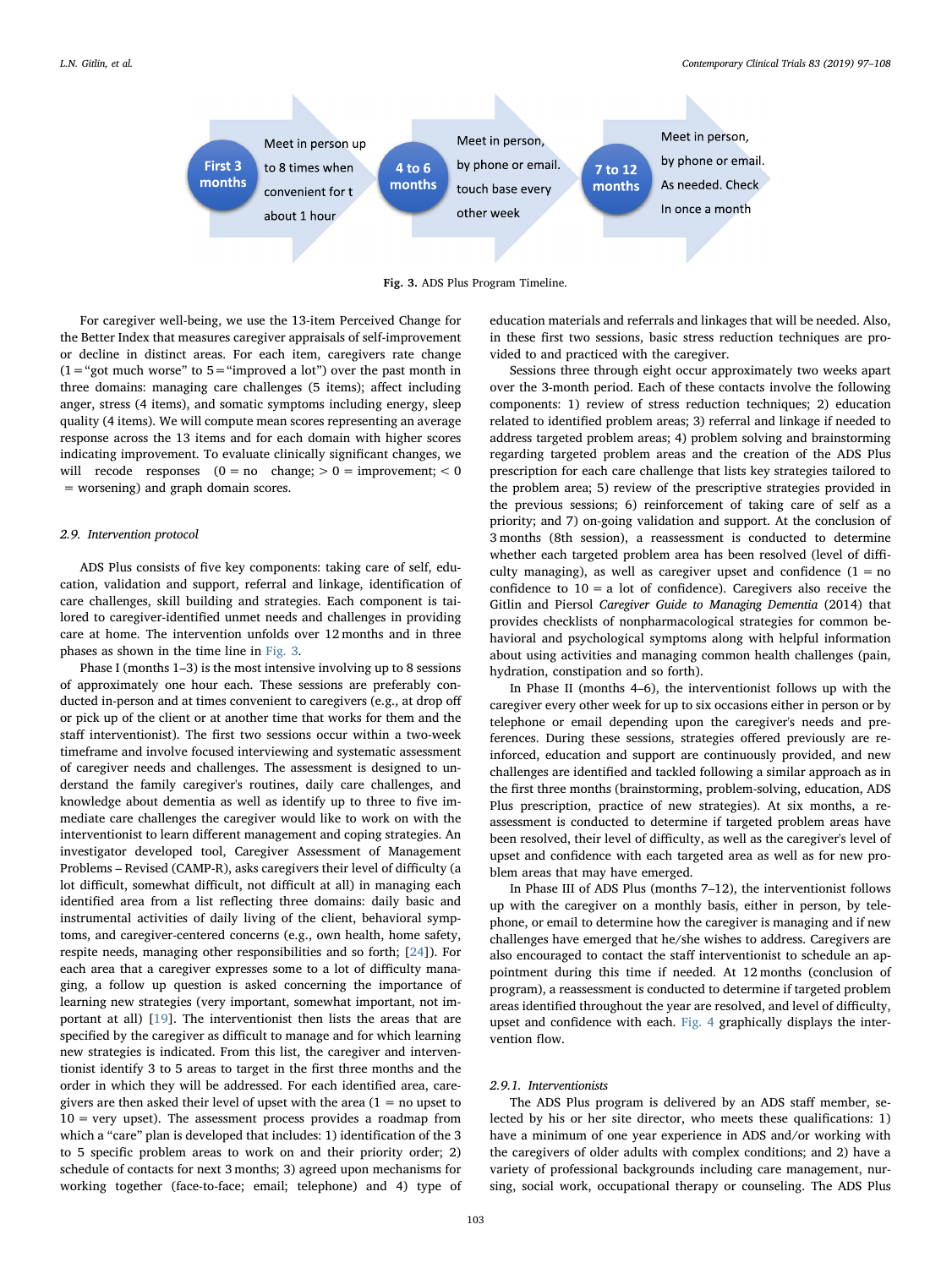First 3 months — Meet in person up to 8 times when convenient for t about 1 hour

4 to 6 months — Meet in person, by phone or email. touch base every other week

7 to 12 months — Meet in person, by phone or email. As needed. Check In once a month

**Fig. 3.** ADS Plus Program Timeline.

For caregiver well-being, we use the 13-item Perceived Change for the Better Index that measures caregiver appraisals of self-improvement or decline in distinct areas. For each item, caregivers rate change (1 = "got much worse" to 5 = "improved a lot") over the past month in three domains: managing care challenges (5 items); affect including anger, stress (4 items), and somatic symptoms including energy, sleep quality (4 items). We will compute mean scores representing an average response across the 13 items and for each domain with higher scores indicating improvement. To evaluate clinically significant changes, we will recode responses (0 = no change; > 0 = improvement; < 0 = worsening) and graph domain scores.

### 2.9. Intervention protocol

ADS Plus consists of five key components: taking care of self, education, validation and support, referral and linkage, identification of care challenges, skill building and strategies. Each component is tailored to caregiver-identified unmet needs and challenges in providing care at home. The intervention unfolds over 12 months and in three phases as shown in the time line in Fig. 3.

Phase I (months 1–3) is the most intensive involving up to 8 sessions of approximately one hour each. These sessions are preferably conducted in-person and at times convenient to caregivers (e.g., at drop off or pick up of the client or at another time that works for them and the staff interventionist). The first two sessions occur within a two-week timeframe and involve focused interviewing and systematic assessment of caregiver needs and challenges. The assessment is designed to understand the family caregiver's routines, daily care challenges, and knowledge about dementia as well as identify up to three to five immediate care challenges the caregiver would like to work on with the interventionist to learn different management and coping strategies. An investigator developed tool, Caregiver Assessment of Management Problems – Revised (CAMP-R), asks caregivers their level of difficulty (a lot difficult, somewhat difficult, not difficult at all) in managing each identified area from a list reflecting three domains: daily basic and instrumental activities of daily living of the client, behavioral symptoms, and caregiver-centered concerns (e.g., own health, home safety, respite needs, managing other responsibilities and so forth; [24]). For each area that a caregiver expresses some to a lot of difficulty managing, a follow up question is asked concerning the importance of learning new strategies (very important, somewhat important, not important at all) [19]. The interventionist then lists the areas that are specified by the caregiver as difficult to manage and for which learning new strategies is indicated. From this list, the caregiver and interventionist identify 3 to 5 areas to target in the first three months and the order in which they will be addressed. For each identified area, caregivers are then asked their level of upset with the area (1 = no upset to 10 = very upset). The assessment process provides a roadmap from which a "care" plan is developed that includes: 1) identification of the 3 to 5 specific problem areas to work on and their priority order; 2) schedule of contacts for next 3 months; 3) agreed upon mechanisms for working together (face-to-face; email; telephone) and 4) type of education materials and referrals and linkages that will be needed. Also, in these first two sessions, basic stress reduction techniques are provided to and practiced with the caregiver.

Sessions three through eight occur approximately two weeks apart over the 3-month period. Each of these contacts involve the following components: 1) review of stress reduction techniques; 2) education related to identified problem areas; 3) referral and linkage if needed to address targeted problem areas; 4) problem solving and brainstorming regarding targeted problem areas and the creation of the ADS Plus prescription for each care challenge that lists key strategies tailored to the problem area; 5) review of the prescriptive strategies provided in the previous sessions; 6) reinforcement of taking care of self as a priority; and 7) on-going validation and support. At the conclusion of 3 months (8th session), a reassessment is conducted to determine whether each targeted problem area has been resolved (level of difficulty managing), as well as caregiver upset and confidence (1 = no confidence to 10 = a lot of confidence). Caregivers also receive the Gitlin and Piersol *Caregiver Guide to Managing Dementia* (2014) that provides checklists of nonpharmacological strategies for common behavioral and psychological symptoms along with helpful information about using activities and managing common health challenges (pain, hydration, constipation and so forth).

In Phase II (months 4–6), the interventionist follows up with the caregiver every other week for up to six occasions either in person or by telephone or email depending upon the caregiver's needs and preferences. During these sessions, strategies offered previously are reinforced, education and support are continuously provided, and new challenges are identified and tackled following a similar approach as in the first three months (brainstorming, problem-solving, education, ADS Plus prescription, practice of new strategies). At six months, a reassessment is conducted to determine if targeted problem areas have been resolved, their level of difficulty, as well as the caregiver's level of upset and confidence with each targeted area as well as for new problem areas that may have emerged.

In Phase III of ADS Plus (months 7–12), the interventionist follows up with the caregiver on a monthly basis, either in person, by telephone, or email to determine how the caregiver is managing and if new challenges have emerged that he/she wishes to address. Caregivers are also encouraged to contact the staff interventionist to schedule an appointment during this time if needed. At 12 months (conclusion of program), a reassessment is conducted to determine if targeted problem areas identified throughout the year are resolved, and level of difficulty, upset and confidence with each. Fig. 4 graphically displays the intervention flow.

#### 2.9.1. Interventionists

The ADS Plus program is delivered by an ADS staff member, selected by his or her site director, who meets these qualifications: 1) have a minimum of one year experience in ADS and/or working with the caregivers of older adults with complex conditions; and 2) have a variety of professional backgrounds including care management, nursing, social work, occupational therapy or counseling. The ADS Plus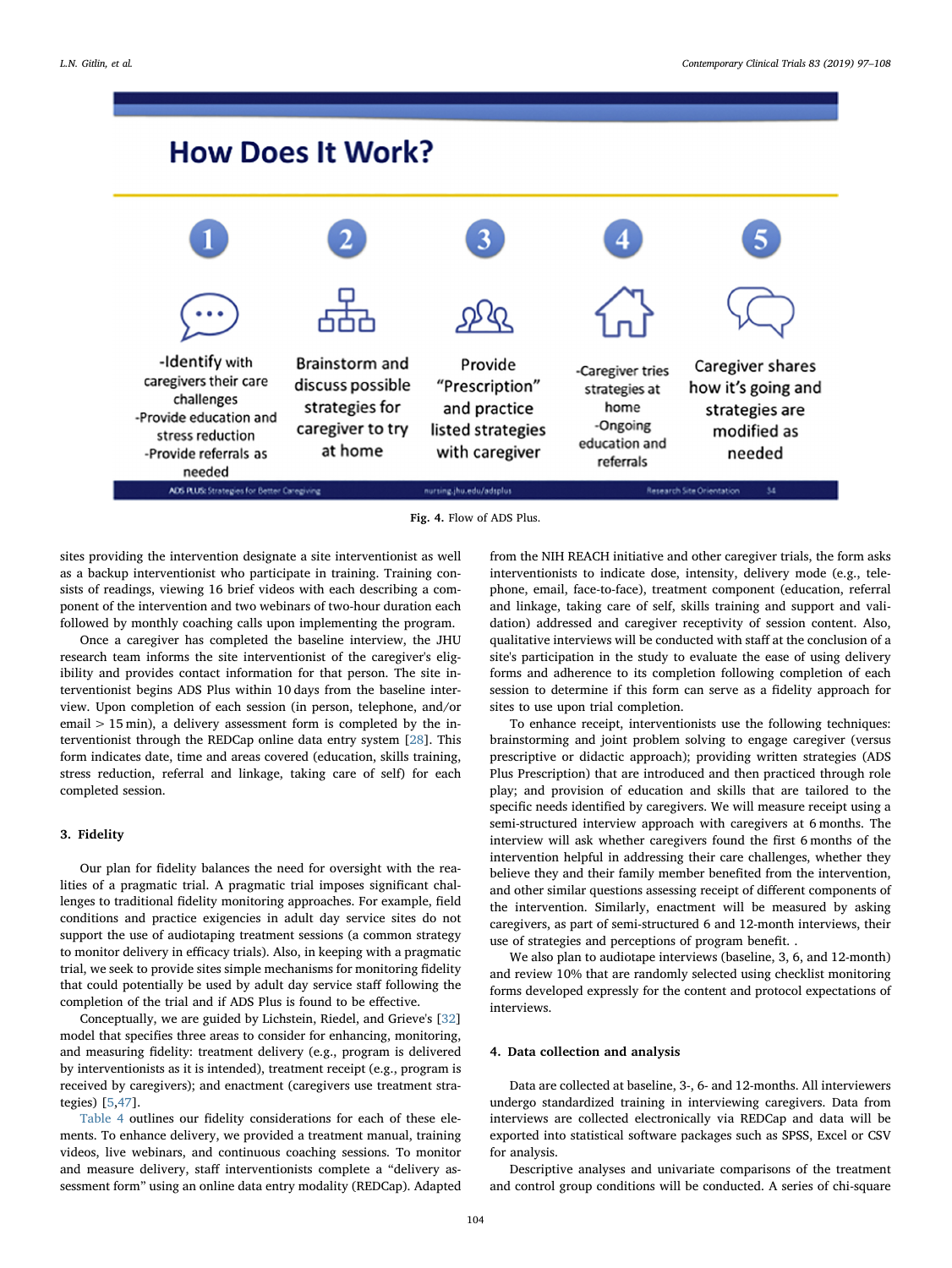Fig. 4. Flow of ADS Plus.

sites providing the intervention designate a site interventionist as well as a backup interventionist who participate in training. Training consists of readings, viewing 16 brief videos with each describing a component of the intervention and two webinars of two-hour duration each followed by monthly coaching calls upon implementing the program.

Once a caregiver has completed the baseline interview, the JHU research team informs the site interventionist of the caregiver's eligibility and provides contact information for that person. The site interventionist begins ADS Plus within 10 days from the baseline interview. Upon completion of each session (in person, telephone, and/or email > 15 min), a delivery assessment form is completed by the interventionist through the REDCap online data entry system [28]. This form indicates date, time and areas covered (education, skills training, stress reduction, referral and linkage, taking care of self) for each completed session.

## 3. Fidelity

Our plan for fidelity balances the need for oversight with the realities of a pragmatic trial. A pragmatic trial imposes significant challenges to traditional fidelity monitoring approaches. For example, field conditions and practice exigencies in adult day service sites do not support the use of audiotaping treatment sessions (a common strategy to monitor delivery in efficacy trials). Also, in keeping with a pragmatic trial, we seek to provide sites simple mechanisms for monitoring fidelity that could potentially be used by adult day service staff following the completion of the trial and if ADS Plus is found to be effective.

Conceptually, we are guided by Lichstein, Riedel, and Grieve's [32] model that specifies three areas to consider for enhancing, monitoring, and measuring fidelity: treatment delivery (e.g., program is delivered by interventionists as it is intended), treatment receipt (e.g., program is received by caregivers); and enactment (caregivers use treatment strategies) [5,47].

Table 4 outlines our fidelity considerations for each of these elements. To enhance delivery, we provided a treatment manual, training videos, live webinars, and continuous coaching sessions. To monitor and measure delivery, staff interventionists complete a "delivery assessment form" using an online data entry modality (REDCap). Adapted from the NIH REACH initiative and other caregiver trials, the form asks interventionists to indicate dose, intensity, delivery mode (e.g., telephone, email, face-to-face), treatment component (education, referral and linkage, taking care of self, skills training and support and validation) addressed and caregiver receptivity of session content. Also, qualitative interviews will be conducted with staff at the conclusion of a site's participation in the study to evaluate the ease of using delivery forms and adherence to its completion following completion of each session to determine if this form can serve as a fidelity approach for sites to use upon trial completion.

To enhance receipt, interventionists use the following techniques: brainstorming and joint problem solving to engage caregiver (versus prescriptive or didactic approach); providing written strategies (ADS Plus Prescription) that are introduced and then practiced through role play; and provision of education and skills that are tailored to the specific needs identified by caregivers. We will measure receipt using a semi-structured interview approach with caregivers at 6 months. The interview will ask whether caregivers found the first 6 months of the intervention helpful in addressing their care challenges, whether they believe they and their family member benefited from the intervention, and other similar questions assessing receipt of different components of the intervention. Similarly, enactment will be measured by asking caregivers, as part of semi-structured 6 and 12-month interviews, their use of strategies and perceptions of program benefit. .

We also plan to audiotape interviews (baseline, 3, 6, and 12-month) and review 10% that are randomly selected using checklist monitoring forms developed expressly for the content and protocol expectations of interviews.

## 4. Data collection and analysis

Data are collected at baseline, 3-, 6- and 12-months. All interviewers undergo standardized training in interviewing caregivers. Data from interviews are collected electronically via REDCap and data will be exported into statistical software packages such as SPSS, Excel or CSV for analysis.

Descriptive analyses and univariate comparisons of the treatment and control group conditions will be conducted. A series of chi-square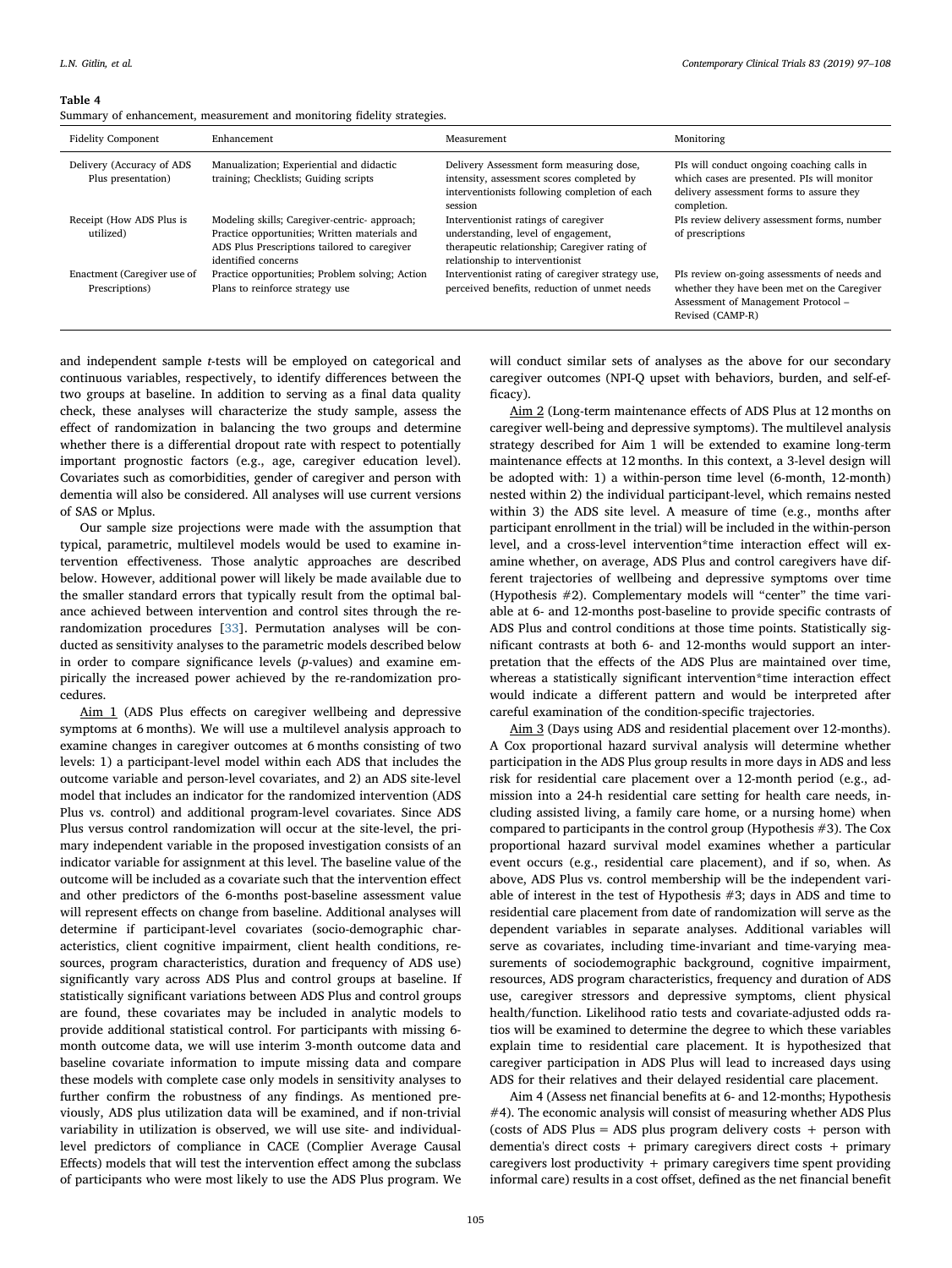**Table 4**
Summary of enhancement, measurement and monitoring fidelity strategies.

| Fidelity Component | Enhancement | Measurement | Monitoring |
|---|---|---|---|
| Delivery (Accuracy of ADS Plus presentation) | Manualization; Experiential and didactic training; Checklists; Guiding scripts | Delivery Assessment form measuring dose, intensity, assessment scores completed by interventionists following completion of each session | PIs will conduct ongoing coaching calls in which cases are presented. PIs will monitor delivery assessment forms to assure they completion. |
| Receipt (How ADS Plus is utilized) | Modeling skills; Caregiver-centric- approach; Practice opportunities; Written materials and ADS Plus Prescriptions tailored to caregiver identified concerns | Interventionist ratings of caregiver understanding, level of engagement, therapeutic relationship; Caregiver rating of relationship to interventionist | PIs review delivery assessment forms, number of prescriptions |
| Enactment (Caregiver use of Prescriptions) | Practice opportunities; Problem solving; Action Plans to reinforce strategy use | Interventionist rating of caregiver strategy use, perceived benefits, reduction of unmet needs | PIs review on-going assessments of needs and whether they have been met on the Caregiver Assessment of Management Protocol – Revised (CAMP-R) |

and independent sample *t*-tests will be employed on categorical and continuous variables, respectively, to identify differences between the two groups at baseline. In addition to serving as a final data quality check, these analyses will characterize the study sample, assess the effect of randomization in balancing the two groups and determine whether there is a differential dropout rate with respect to potentially important prognostic factors (e.g., age, caregiver education level). Covariates such as comorbidities, gender of caregiver and person with dementia will also be considered. All analyses will use current versions of SAS or Mplus.

Our sample size projections were made with the assumption that typical, parametric, multilevel models would be used to examine intervention effectiveness. Those analytic approaches are described below. However, additional power will likely be made available due to the smaller standard errors that typically result from the optimal balance achieved between intervention and control sites through the re-randomization procedures [33]. Permutation analyses will be conducted as sensitivity analyses to the parametric models described below in order to compare significance levels (*p*-values) and examine empirically the increased power achieved by the re-randomization procedures.

Aim 1 (ADS Plus effects on caregiver wellbeing and depressive symptoms at 6 months). We will use a multilevel analysis approach to examine changes in caregiver outcomes at 6 months consisting of two levels: 1) a participant-level model within each ADS that includes the outcome variable and person-level covariates, and 2) an ADS site-level model that includes an indicator for the randomized intervention (ADS Plus vs. control) and additional program-level covariates. Since ADS Plus versus control randomization will occur at the site-level, the primary independent variable in the proposed investigation consists of an indicator variable for assignment at this level. The baseline value of the outcome will be included as a covariate such that the intervention effect and other predictors of the 6-months post-baseline assessment value will represent effects on change from baseline. Additional analyses will determine if participant-level covariates (socio-demographic characteristics, client cognitive impairment, client health conditions, resources, program characteristics, duration and frequency of ADS use) significantly vary across ADS Plus and control groups at baseline. If statistically significant variations between ADS Plus and control groups are found, these covariates may be included in analytic models to provide additional statistical control. For participants with missing 6-month outcome data, we will use interim 3-month outcome data and baseline covariate information to impute missing data and compare these models with complete case only models in sensitivity analyses to further confirm the robustness of any findings. As mentioned previously, ADS plus utilization data will be examined, and if non-trivial variability in utilization is observed, we will use site- and individual-level predictors of compliance in CACE (Complier Average Causal Effects) models that will test the intervention effect among the subclass of participants who were most likely to use the ADS Plus program. We will conduct similar sets of analyses as the above for our secondary caregiver outcomes (NPI-Q upset with behaviors, burden, and self-efficacy).

Aim 2 (Long-term maintenance effects of ADS Plus at 12 months on caregiver well-being and depressive symptoms). The multilevel analysis strategy described for Aim 1 will be extended to examine long-term maintenance effects at 12 months. In this context, a 3-level design will be adopted with: 1) a within-person time level (6-month, 12-month) nested within 2) the individual participant-level, which remains nested within 3) the ADS site level. A measure of time (e.g., months after participant enrollment in the trial) will be included in the within-person level, and a cross-level intervention*time interaction effect will examine whether, on average, ADS Plus and control caregivers have different trajectories of wellbeing and depressive symptoms over time (Hypothesis #2). Complementary models will "center" the time variable at 6- and 12-months post-baseline to provide specific contrasts of ADS Plus and control conditions at those time points. Statistically significant contrasts at both 6- and 12-months would support an interpretation that the effects of the ADS Plus are maintained over time, whereas a statistically significant intervention*time interaction effect would indicate a different pattern and would be interpreted after careful examination of the condition-specific trajectories.

Aim 3 (Days using ADS and residential placement over 12-months). A Cox proportional hazard survival analysis will determine whether participation in the ADS Plus group results in more days in ADS and less risk for residential care placement over a 12-month period (e.g., admission into a 24-h residential care setting for health care needs, including assisted living, a family care home, or a nursing home) when compared to participants in the control group (Hypothesis #3). The Cox proportional hazard survival model examines whether a particular event occurs (e.g., residential care placement), and if so, when. As above, ADS Plus vs. control membership will be the independent variable of interest in the test of Hypothesis #3; days in ADS and time to residential care placement from date of randomization will serve as the dependent variables in separate analyses. Additional variables will serve as covariates, including time-invariant and time-varying measurements of sociodemographic background, cognitive impairment, resources, ADS program characteristics, frequency and duration of ADS use, caregiver stressors and depressive symptoms, client physical health/function. Likelihood ratio tests and covariate-adjusted odds ratios will be examined to determine the degree to which these variables explain time to residential care placement. It is hypothesized that caregiver participation in ADS Plus will lead to increased days using ADS for their relatives and their delayed residential care placement.

Aim 4 (Assess net financial benefits at 6- and 12-months; Hypothesis #4). The economic analysis will consist of measuring whether ADS Plus (costs of ADS Plus = ADS plus program delivery costs + person with dementia's direct costs + primary caregivers direct costs + primary caregivers lost productivity + primary caregivers time spent providing informal care) results in a cost offset, defined as the net financial benefit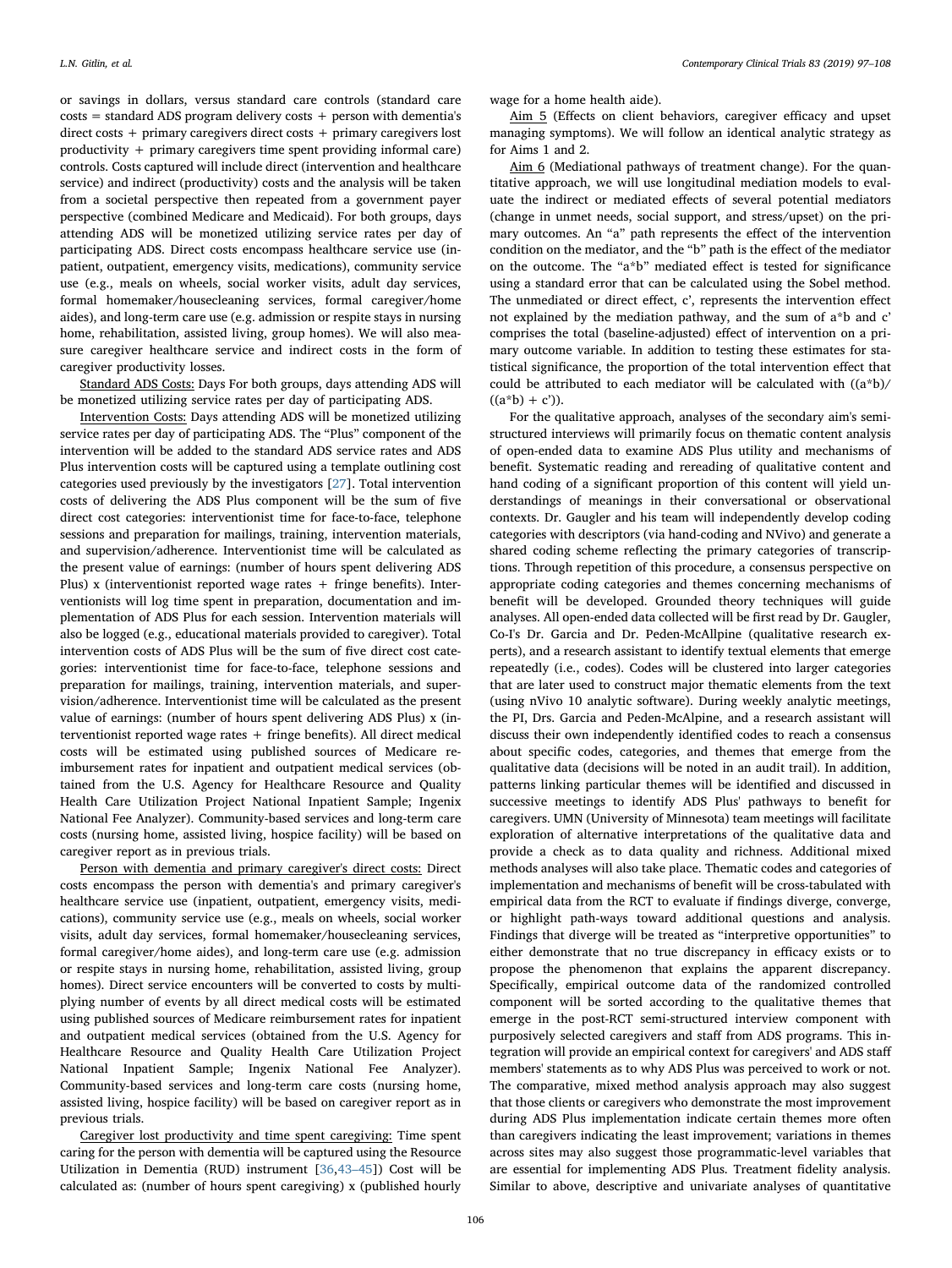or savings in dollars, versus standard care controls (standard care costs = standard ADS program delivery costs + person with dementia's direct costs + primary caregivers direct costs + primary caregivers lost productivity + primary caregivers time spent providing informal care) controls. Costs captured will include direct (intervention and healthcare service) and indirect (productivity) costs and the analysis will be taken from a societal perspective then repeated from a government payer perspective (combined Medicare and Medicaid). For both groups, days attending ADS will be monetized utilizing service rates per day of participating ADS. Direct costs encompass healthcare service use (inpatient, outpatient, emergency visits, medications), community service use (e.g., meals on wheels, social worker visits, adult day services, formal homemaker/housecleaning services, formal caregiver/home aides), and long-term care use (e.g. admission or respite stays in nursing home, rehabilitation, assisted living, group homes). We will also measure caregiver healthcare service and indirect costs in the form of caregiver productivity losses.

Standard ADS Costs: Days For both groups, days attending ADS will be monetized utilizing service rates per day of participating ADS.

Intervention Costs: Days attending ADS will be monetized utilizing service rates per day of participating ADS. The "Plus" component of the intervention will be added to the standard ADS service rates and ADS Plus intervention costs will be captured using a template outlining cost categories used previously by the investigators [27]. Total intervention costs of delivering the ADS Plus component will be the sum of five direct cost categories: interventionist time for face-to-face, telephone sessions and preparation for mailings, training, intervention materials, and supervision/adherence. Interventionist time will be calculated as the present value of earnings: (number of hours spent delivering ADS Plus) x (interventionist reported wage rates + fringe benefits). Interventionists will log time spent in preparation, documentation and implementation of ADS Plus for each session. Intervention materials will also be logged (e.g., educational materials provided to caregiver). Total intervention costs of ADS Plus will be the sum of five direct cost categories: interventionist time for face-to-face, telephone sessions and preparation for mailings, training, intervention materials, and supervision/adherence. Interventionist time will be calculated as the present value of earnings: (number of hours spent delivering ADS Plus) x (interventionist reported wage rates + fringe benefits). All direct medical costs will be estimated using published sources of Medicare reimbursement rates for inpatient and outpatient medical services (obtained from the U.S. Agency for Healthcare Resource and Quality Health Care Utilization Project National Inpatient Sample; Ingenix National Fee Analyzer). Community-based services and long-term care costs (nursing home, assisted living, hospice facility) will be based on caregiver report as in previous trials.

Person with dementia and primary caregiver's direct costs: Direct costs encompass the person with dementia's and primary caregiver's healthcare service use (inpatient, outpatient, emergency visits, medications), community service use (e.g., meals on wheels, social worker visits, adult day services, formal homemaker/housecleaning services, formal caregiver/home aides), and long-term care use (e.g. admission or respite stays in nursing home, rehabilitation, assisted living, group homes). Direct service encounters will be converted to costs by multiplying number of events by all direct medical costs will be estimated using published sources of Medicare reimbursement rates for inpatient and outpatient medical services (obtained from the U.S. Agency for Healthcare Resource and Quality Health Care Utilization Project National Inpatient Sample; Ingenix National Fee Analyzer). Community-based services and long-term care costs (nursing home, assisted living, hospice facility) will be based on caregiver report as in previous trials.

Caregiver lost productivity and time spent caregiving: Time spent caring for the person with dementia will be captured using the Resource Utilization in Dementia (RUD) instrument [36,43–45]) Cost will be calculated as: (number of hours spent caregiving) x (published hourly wage for a home health aide).

Aim 5 (Effects on client behaviors, caregiver efficacy and upset managing symptoms). We will follow an identical analytic strategy as for Aims 1 and 2.

Aim 6 (Mediational pathways of treatment change). For the quantitative approach, we will use longitudinal mediation models to evaluate the indirect or mediated effects of several potential mediators (change in unmet needs, social support, and stress/upset) on the primary outcomes. An "a" path represents the effect of the intervention condition on the mediator, and the "b" path is the effect of the mediator on the outcome. The "a*b" mediated effect is tested for significance using a standard error that can be calculated using the Sobel method. The unmediated or direct effect, c', represents the intervention effect not explained by the mediation pathway, and the sum of a*b and c' comprises the total (baseline-adjusted) effect of intervention on a primary outcome variable. In addition to testing these estimates for statistical significance, the proportion of the total intervention effect that could be attributed to each mediator will be calculated with $((a*b)/((a*b) + c'))$.

For the qualitative approach, analyses of the secondary aim's semi-structured interviews will primarily focus on thematic content analysis of open-ended data to examine ADS Plus utility and mechanisms of benefit. Systematic reading and rereading of qualitative content and hand coding of a significant proportion of this content will yield understandings of meanings in their conversational or observational contexts. Dr. Gaugler and his team will independently develop coding categories with descriptors (via hand-coding and NVivo) and generate a shared coding scheme reflecting the primary categories of transcriptions. Through repetition of this procedure, a consensus perspective on appropriate coding categories and themes concerning mechanisms of benefit will be developed. Grounded theory techniques will guide analyses. All open-ended data collected will be first read by Dr. Gaugler, Co-I's Dr. Garcia and Dr. Peden-McAllpine (qualitative research experts), and a research assistant to identify textual elements that emerge repeatedly (i.e., codes). Codes will be clustered into larger categories that are later used to construct major thematic elements from the text (using nVivo 10 analytic software). During weekly analytic meetings, the PI, Drs. Garcia and Peden-McAlpine, and a research assistant will discuss their own independently identified codes to reach a consensus about specific codes, categories, and themes that emerge from the qualitative data (decisions will be noted in an audit trail). In addition, patterns linking particular themes will be identified and discussed in successive meetings to identify ADS Plus' pathways to benefit for caregivers. UMN (University of Minnesota) team meetings will facilitate exploration of alternative interpretations of the qualitative data and provide a check as to data quality and richness. Additional mixed methods analyses will also take place. Thematic codes and categories of implementation and mechanisms of benefit will be cross-tabulated with empirical data from the RCT to evaluate if findings diverge, converge, or highlight path-ways toward additional questions and analysis. Findings that diverge will be treated as "interpretive opportunities" to either demonstrate that no true discrepancy in efficacy exists or to propose the phenomenon that explains the apparent discrepancy. Specifically, empirical outcome data of the randomized controlled component will be sorted according to the qualitative themes that emerge in the post-RCT semi-structured interview component with purposively selected caregivers and staff from ADS programs. This integration will provide an empirical context for caregivers' and ADS staff members' statements as to why ADS Plus was perceived to work or not. The comparative, mixed method analysis approach may also suggest that those clients or caregivers who demonstrate the most improvement during ADS Plus implementation indicate certain themes more often than caregivers indicating the least improvement; variations in themes across sites may also suggest those programmatic-level variables that are essential for implementing ADS Plus. Treatment fidelity analysis. Similar to above, descriptive and univariate analyses of quantitative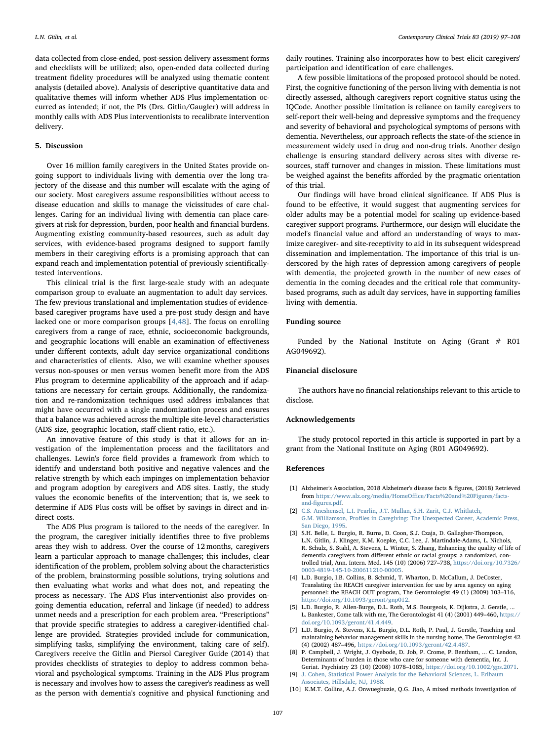data collected from close-ended, post-session delivery assessment forms and checklists will be utilized; also, open-ended data collected during treatment fidelity procedures will be analyzed using thematic content analysis (detailed above). Analysis of descriptive quantitative data and qualitative themes will inform whether ADS Plus implementation occurred as intended; if not, the PIs (Drs. Gitlin/Gaugler) will address in monthly calls with ADS Plus interventionists to recalibrate intervention delivery.

## 5. Discussion

Over 16 million family caregivers in the United States provide ongoing support to individuals living with dementia over the long trajectory of the disease and this number will escalate with the aging of our society. Most caregivers assume responsibilities without access to disease education and skills to manage the vicissitudes of care challenges. Caring for an individual living with dementia can place caregivers at risk for depression, burden, poor health and financial burdens. Augmenting existing community-based resources, such as adult day services, with evidence-based programs designed to support family members in their caregiving efforts is a promising approach that can expand reach and implementation potential of previously scientifically-tested interventions.

This clinical trial is the first large-scale study with an adequate comparison group to evaluate an augmentation to adult day services. The few previous translational and implementation studies of evidence-based caregiver programs have used a pre-post study design and have lacked one or more comparison groups [4,48]. The focus on enrolling caregivers from a range of race, ethnic, socioeconomic backgrounds, and geographic locations will enable an examination of effectiveness under different contexts, adult day service organizational conditions and characteristics of clients. Also, we will examine whether spouses versus non-spouses or men versus women benefit more from the ADS Plus program to determine applicability of the approach and if adaptations are necessary for certain groups. Additionally, the randomization and re-randomization techniques used address imbalances that might have occurred with a single randomization process and ensures that a balance was achieved across the multiple site-level characteristics (ADS size, geographic location, staff-client ratio, etc.).

An innovative feature of this study is that it allows for an investigation of the implementation process and the facilitators and challenges. Lewin's force field provides a framework from which to identify and understand both positive and negative valences and the relative strength by which each impinges on implementation behavior and program adoption by caregivers and ADS sites. Lastly, the study values the economic benefits of the intervention; that is, we seek to determine if ADS Plus costs will be offset by savings in direct and indirect costs.

The ADS Plus program is tailored to the needs of the caregiver. In the program, the caregiver initially identifies three to five problems areas they wish to address. Over the course of 12 months, caregivers learn a particular approach to manage challenges; this includes, clear identification of the problem, problem solving about the characteristics of the problem, brainstorming possible solutions, trying solutions and then evaluating what works and what does not, and repeating the process as necessary. The ADS Plus interventionist also provides ongoing dementia education, referral and linkage (if needed) to address unmet needs and a prescription for each problem area. "Prescriptions" that provide specific strategies to address a caregiver-identified challenge are provided. Strategies provided include for communication, simplifying tasks, simplifying the environment, taking care of self). Caregivers receive the Gitlin and Piersol Caregiver Guide (2014) that provides checklists of strategies to deploy to address common behavioral and psychological symptoms. Training in the ADS Plus program is necessary and involves how to assess the caregiver's readiness as well as the person with dementia's cognitive and physical functioning and daily routines. Training also incorporates how to best elicit caregivers' participation and identification of care challenges.

A few possible limitations of the proposed protocol should be noted. First, the cognitive functioning of the person living with dementia is not directly assessed, although caregivers report cognitive status using the IQCode. Another possible limitation is reliance on family caregivers to self-report their well-being and depressive symptoms and the frequency and severity of behavioral and psychological symptoms of persons with dementia. Nevertheless, our approach reflects the state-of-the-science in measurement widely used in drug and non-drug trials. Another design challenge is ensuring standard delivery across sites with diverse resources, staff turnover and changes in mission. These limitations must be weighed against the benefits afforded by the pragmatic orientation of this trial.

Our findings will have broad clinical significance. If ADS Plus is found to be effective, it would suggest that augmenting services for older adults may be a potential model for scaling up evidence-based caregiver support programs. Furthermore, our design will elucidate the model's financial value and afford an understanding of ways to maximize caregiver- and site-receptivity to aid in its subsequent widespread dissemination and implementation. The importance of this trial is underscored by the high rates of depression among caregivers of people with dementia, the projected growth in the number of new cases of dementia in the coming decades and the critical role that community-based programs, such as adult day services, have in supporting families living with dementia.

## Funding source

Funded by the National Institute on Aging (Grant # R01 AG049692).

## Financial disclosure

The authors have no financial relationships relevant to this article to disclose.

## Acknowledgements

The study protocol reported in this article is supported in part by a grant from the National Institute on Aging (R01 AG049692).

## References

[1] Alzheimer's Association, 2018 Alzheimer's disease facts & figures, (2018) Retrieved from https://www.alz.org/media/HomeOffice/Facts%20and%20Figures/facts-and-figures.pdf.

[2] C.S. Aneshensel, L.I. Pearlin, J.T. Mullan, S.H. Zarit, C.J. Whitlatch, G.M. Williamson, Profiles in Caregiving: The Unexpected Career, Academic Press, San Diego, 1995.

[3] S.H. Belle, L. Burgio, R. Burns, D. Coon, S.J. Czaja, D. Gallagher-Thompson, L.N. Gitlin, J. Klinger, K.M. Koepke, C.C. Lee, J. Martindale-Adams, L. Nichols, R. Schulz, S. Stahl, A. Stevens, L. Winter, S. Zhang, Enhancing the quality of life of dementia caregivers from different ethnic or racial groups: a randomized, controlled trial, Ann. Intern. Med. 145 (10) (2006) 727–738, https://doi.org/10.7326/0003-4819-145-10-200611210-00005.

[4] L.D. Burgio, I.B. Collins, B. Schmid, T. Wharton, D. McCallum, J. DeCoster, Translating the REACH caregiver intervention for use by area agency on aging personnel: the REACH OUT program, The Gerontologist 49 (1) (2009) 103–116, https://doi.org/10.1093/geront/gnp012.

[5] L.D. Burgio, R. Allen-Burge, D.L. Roth, M.S. Bourgeois, K. Dijkstra, J. Gerstle, ... L. Bankester, Come talk with me, The Gerontologist 41 (4) (2001) 449–460, https://doi.org/10.1093/geront/41.4.449.

[7] L.D. Burgio, A. Stevens, K.L. Burgio, D.L. Roth, P. Paul, J. Gerstle, Teaching and maintaining behavior management skills in the nursing home, The Gerontologist 42 (4) (2002) 487–496, https://doi.org/10.1093/geront/42.4.487.

[8] P. Campbell, J. Wright, J. Oyebode, D. Job, P. Crome, P. Bentham, ... C. Lendon, Determinants of burden in those who care for someone with dementia, Int. J. Geriat. Psychiatry 23 (10) (2008) 1078–1085, https://doi.org/10.1002/gps.2071.

[9] J. Cohen, Statistical Power Analysis for the Behavioral Sciences, L. Erlbaum Associates, Hillsdale, NJ, 1988.

[10] K.M.T. Collins, A.J. Onwuegbuzie, Q.G. Jiao, A mixed methods investigation of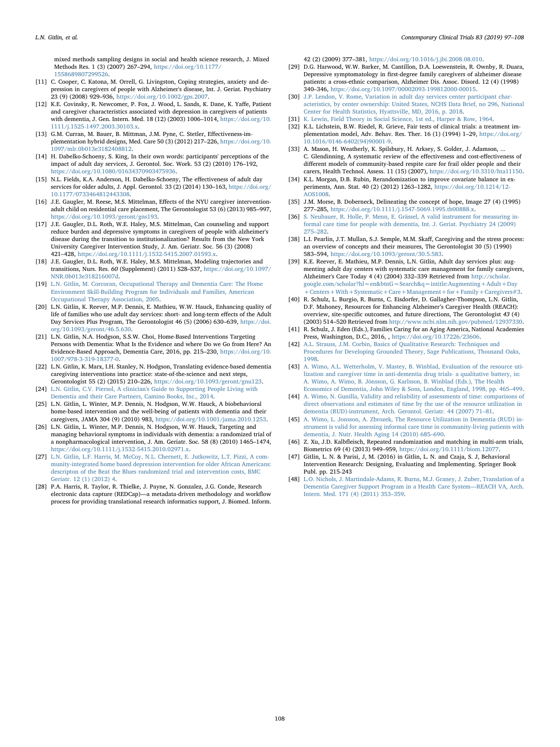mixed methods sampling designs in social and health science research, J. Mixed Methods Res. 1 (3) (2007) 267–294, https://doi.org/10.1177/1558689807299526.

[11] C. Cooper, C. Katona, M. Orrell, G. Livingston, Coping strategies, anxiety and depression in caregivers of people with Alzheimer's disease, Int. J. Geriat. Psychiatry 23 (9) (2008) 929–936, https://doi.org/10.1002/gps.2007.

[12] K.E. Covinsky, R. Newcomer, P. Fox, J. Wood, L. Sands, K. Dane, K. Yaffe, Patient and caregiver characteristics associated with depression in caregivers of patients with dementia, J. Gen. Intern. Med. 18 (12) (2003) 1006–1014, https://doi.org/10.1111/j.1525-1497.2003.30103.x.

[13] G.M. Curran, M. Bauer, B. Mittman, J.M. Pyne, C. Stetler, Effectiveness-implementation hybrid designs, Med. Care 50 (3) (2012) 217–226, https://doi.org/10.1097/mlr.0b013e3182408812.

[14] H. Dabelko-Schoeny, S. King, In their own words: participants' perceptions of the impact of adult day services, J. Gerontol. Soc. Work. 53 (2) (2010) 176–192, https://doi.org/10.1080/01634370903475936.

[15] N.L. Fields, K.A. Anderson, H. Dabelko-Schoeny, The effectiveness of adult day services for older adults, J. Appl. Gerontol. 33 (2) (2014) 130–163, https://doi.org/10.1177/0733464812443308.

[16] J.E. Gaugler, M. Reese, M.S. Mittelman, Effects of the NYU caregiver intervention-adult child on residential care placement, The Gerontologist 53 (6) (2013) 985–997, https://doi.org/10.1093/geront/gns193.

[17] J.E. Gaugler, D.L. Roth, W.E. Haley, M.S. Mittelman, Can counseling and support reduce burden and depressive symptoms in caregivers of people with alzheimer's disease during the transition to institutionalization? Results from the New York University Caregiver Intervention Study, J. Am. Geriatr. Soc. 56 (3) (2008) 421–428, https://doi.org/10.1111/j.1532-5415.2007.01593.x.

[18] J.E. Gaugler, D.L. Roth, W.E. Haley, M.S. Mittelman, Modeling trajectories and transitions, Nurs. Res. *60* (Supplement) (2011) S28–S37, https://doi.org/10.1097/NNR.0b013e318216007d.

[19] L.N. Gitlin, M. Corcoran, Occupational Therapy and Dementia Care: The Home Environment Skill-Building Program for Individuals and Families, American Occupational Therapy Association, 2005.

[20] L.N. Gitlin, K. Reever, M.P. Dennis, E. Mathieu, W.W. Hauck, Enhancing quality of life of families who use adult day services: short- and long-term effects of the Adult Day Services Plus Program, The Gerontologist 46 (5) (2006) 630–639, https://doi.org/10.1093/geront/46.5.630.

[21] L.N. Gitlin, N.A. Hodgson, S.S.W. Choi, Home-Based Interventions Targeting Persons with Dementia: What Is the Evidence and where Do we Go from Here? An Evidence-Based Approach, Dementia Care, 2016, pp. 215–230, https://doi.org/10.1007/978-3-319-18377-0.

[22] L.N. Gitlin, K. Marx, I.H. Stanley, N. Hodgson, Translating evidence-based dementia caregiving interventions into practice: state-of-the-science and next steps, Gerontologist 55 (2) (2015) 210–226, https://doi.org/10.1093/geront/gnu123.

[24] L.N. Gitlin, C.V. Piersol, A clinician's Guide to Supporting People Living with Dementia and their Care Partners, Camino Books, Inc., 2014.

[25] L.N. Gitlin, L. Winter, M.P. Dennis, N. Hodgson, W.W. Hauck, A biobehavioral home-based intervention and the well-being of patients with dementia and their caregivers, JAMA 304 (9) (2010) 983, https://doi.org/10.1001/jama.2010.1253.

[26] L.N. Gitlin, L. Winter, M.P. Dennis, N. Hodgson, W.W. Hauck, Targeting and managing behavioral symptoms in individuals with dementia: a randomized trial of a nonpharmacological intervention, J. Am. Geriatr. Soc. 58 (8) (2010) 1465–1474, https://doi.org/10.1111/j.1532-5415.2010.02971.x.

[27] L.N. Gitlin, L.F. Harris, M. McCoy, N.L. Chernett, E. Jutkowitz, L.T. Pizzi, A community-integrated home based depression intervention for older African Americans: descripton of the Beat the Blues randomized trial and intervention costs, BMC Geriatr. 12 (1) (2012) 4.

[28] P.A. Harris, R. Taylor, R. Thielke, J. Payne, N. Gonzalez, J.G. Conde, Research electronic data capture (REDCap)—a metadata-driven methodology and workflow process for providing translational research informatics support, J. Biomed. Inform. 42 (2) (2009) 377–381, https://doi.org/10.1016/j.jbi.2008.08.010.

[29] D.G. Harwood, W.W. Barker, M. Cantillon, D.A. Loewenstein, R. Ownby, R. Duara, Depressive symptomatology in first-degree family caregivers of alzheimer disease patients: a cross-ethnic comparison, Alzheimer Dis. Assoc. Disord. 12 (4) (1998) 340–346, https://doi.org/10.1097/00002093-199812000-00015.

[30] J.P. Lendon, V. Rome, Variation in adult day services center participant characteristics, by center ownership: United States, NCHS Data Brief, no 296, National Center for Health Statistics, Hyattsville, MD, 2016, p. 2018.

[31] K. Lewin, Field Theory in Social Science, 1st ed., Harper & Row, 1964.

[32] K.L. Lichstein, B.W. Riedel, R. Grieve, Fair tests of clinical trials: a treatment implementation model, Adv. Behav. Res. Ther. 16 (1) (1994) 1–29, https://doi.org/10.1016/0146-6402(94)90001-9.

[33] A. Mason, H. Weatherly, K. Spilsbury, H. Arksey, S. Golder, J. Adamson, ... C. Glendinning, A systematic review of the effectiveness and cost-effectiveness of different models of community-based respite care for frail older people and their carers, Health Technol. Assess. 11 (15) (2007), https://doi.org/10.3310/hta11150.

[34] K.L. Morgan, D.B. Rubin, Rerandomization to improve covariate balance in experiments, Ann. Stat. 40 (2) (2012) 1263–1282, https://doi.org/10.1214/12-AOS1008.

[35] J.M. Morse, B. Doberneck, Delineating the concept of hope, Image 27 (4) (1995) 277–285, https://doi.org/10.1111/j.1547-5069.1995.tb00888.x.

[36] S. Neubauer, R. Holle, P. Menn, E. Grässel, A valid instrument for measuring informal care time for people with dementia, Int. J. Geriat. Psychiatry 24 (2009) 275–282.

[38] L.I. Pearlin, J.T. Mullan, S.J. Semple, M.M. Skaff, Caregiving and the stress process: an overview of concepts and their measures, The Gerontologist 30 (5) (1990) 583–594, https://doi.org/10.1093/geront/30.5.583.

[39] K.E. Reever, E. Mathieu, M.P. Dennis, L.N. Gitlin, Adult day services plus: augmenting adult day centers with systematic care management for family caregivers, Alzheimer's Care Today 4 (4) (2004) 332–339 Retrieved from http://scholar.google.com/scholar?hl=en&btnG=Search&q=intitle:Augmenting+Adult+Day+Centers+With+Systematic+Care+Management+for+Family+Caregivers#3.

[40] R. Schulz, L. Burgio, R. Burns, C. Eisdorfer, D. Gallagher-Thompson, L.N. Gitlin, D.F. Mahoney, Resources for Enhancing Alzheimer's Caregiver Health (REACH): overview, site-specific outcomes, and future directions, The Gerontologist *43* (4) (2003) 514–520 Retrieved from http://www.ncbi.nlm.nih.gov/pubmed/12937330.

[41] R. Schulz, J. Eden (Eds.), Families Caring for an Aging America, National Academies Press, Washington, D.C., 2016, , https://doi.org/10.17226/23606.

[42] A.L. Strauss, J.M. Corbin, Basics of Qualitative Research: Techniques and Procedures for Developing Grounded Theory, Sage Publications, Thousand Oaks, 1998.

[43] A. Wimo, A.L. Wetterholm, V. Mastey, B. Winblad, Evaluation of the resource utilization and caregiver time in anti-dementia drug trials- a qualitative battery, in: A. Wimo, A. Wimo, B. Jönsson, G. Karlsson, B. Winblad (Eds.), The Health Economics of Dementia, John Wiley & Sons, London, England, 1998, pp. 465–499.

[44] A. Wimo, N. Gunilla, Validity and reliability of assessments of time: comparisons of direct observations and estimates of time by the use of the resource utilization in dementia (RUD)-instrument, Arch. Gerontol. Geriatr. 44 (2007) 71–81.

[45] A. Wimo, L. Jonsson, A. Zbrozek, The Resource Utilization in Dementia (RUD) instrument is valid for assessing informal care time in community-living patients with dementia, J. Nutr. Health Aging 14 (2010) 685–690.

[46] Z. Xu, J.D. Kalbfleisch, Repeated randomization and matching in multi-arm trials, Biometrics 69 (4) (2013) 949–959, https://doi.org/10.1111/biom.12077.

[47] Gitlin, L. N. & Parisi, J, M. (2016) in Gitlin, L. N. and Czaja, S. J, Behavioral Intervention Research: Designing, Evaluating and Implementing. Springer Book Publ. pp. 215-243

[48] L.O. Nichols, J. Martindale-Adams, R. Burns, M.J. Graney, J. Zuber, Translation of a Dementia Caregiver Support Program in a Health Care System—REACH VA, Arch. Intern. Med. 171 (4) (2011) 353–359.